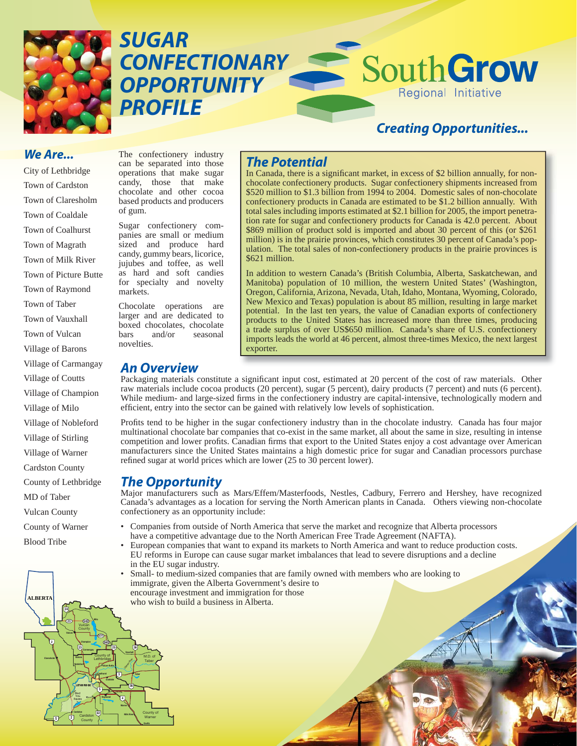# SUGAR CONFECTIONARY OPPORTUNITY PROFILE

**SouthGrow** Regional Initiative

***Creating Opportunities...***

## *We Are...*

City of Lethbridge
Town of Cardston
Town of Claresholm
Town of Coaldale
Town of Coalhurst
Town of Magrath
Town of Milk River
Town of Picture Butte
Town of Raymond
Town of Taber
Town of Vauxhall
Town of Vulcan
Village of Barons
Village of Carmangay
Village of Coutts
Village of Champion
Village of Milo
Village of Nobleford
Village of Stirling
Village of Warner
Cardston County
County of Lethbridge
MD of Taber
Vulcan County
County of Warner
Blood Tribe

The confectionery industry can be separated into those operations that make sugar candy, those that make chocolate and other cocoa based products and producers of gum.

Sugar confectionery companies are small or medium sized and produce hard candy, gummy bears, licorice, jujubes and toffee, as well as hard and soft candies for specialty and novelty markets.

Chocolate operations are larger and are dedicated to boxed chocolates, chocolate bars and/or seasonal novelties.

## *The Potential*

In Canada, there is a significant market, in excess of $2 billion annually, for non-chocolate confectionery products. Sugar confectionery shipments increased from $520 million to $1.3 billion from 1994 to 2004. Domestic sales of non-chocolate confectionery products in Canada are estimated to be $1.2 billion annually. With total sales including imports estimated at $2.1 billion for 2005, the import penetration rate for sugar and confectionery products for Canada is 42.0 percent. About $869 million of product sold is imported and about 30 percent of this (or $261 million) is in the prairie provinces, which constitutes 30 percent of Canada's population. The total sales of non-confectionery products in the prairie provinces is $621 million.

In addition to western Canada's (British Columbia, Alberta, Saskatchewan, and Manitoba) population of 10 million, the western United States' (Washington, Oregon, California, Arizona, Nevada, Utah, Idaho, Montana, Wyoming, Colorado, New Mexico and Texas) population is about 85 million, resulting in large market potential. In the last ten years, the value of Canadian exports of confectionery products to the United States has increased more than three times, producing a trade surplus of over US$650 million. Canada's share of U.S. confectionery imports leads the world at 46 percent, almost three-times Mexico, the next largest exporter.

## *An Overview*

Packaging materials constitute a significant input cost, estimated at 20 percent of the cost of raw materials. Other raw materials include cocoa products (20 percent), sugar (5 percent), dairy products (7 percent) and nuts (6 percent). While medium- and large-sized firms in the confectionery industry are capital-intensive, technologically modern and efficient, entry into the sector can be gained with relatively low levels of sophistication.

Profits tend to be higher in the sugar confectionery industry than in the chocolate industry. Canada has four major multinational chocolate bar companies that co-exist in the same market, all about the same in size, resulting in intense competition and lower profits. Canadian firms that export to the United States enjoy a cost advantage over American manufacturers since the United States maintains a high domestic price for sugar and Canadian processors purchase refined sugar at world prices which are lower (25 to 30 percent lower).

## *The Opportunity*

Major manufacturers such as Mars/Effem/Masterfoods, Nestles, Cadbury, Ferrero and Hershey, have recognized Canada's advantages as a location for serving the North American plants in Canada. Others viewing non-chocolate confectionery as an opportunity include:

- Companies from outside of North America that serve the market and recognize that Alberta processors have a competitive advantage due to the North American Free Trade Agreement (NAFTA).
- European companies that want to expand its markets to North America and want to reduce production costs. EU reforms in Europe can cause sugar market imbalances that lead to severe disruptions and a decline in the EU sugar industry.
- Small- to medium-sized companies that are family owned with members who are looking to immigrate, given the Alberta Government's desire to encourage investment and immigration for those who wish to build a business in Alberta.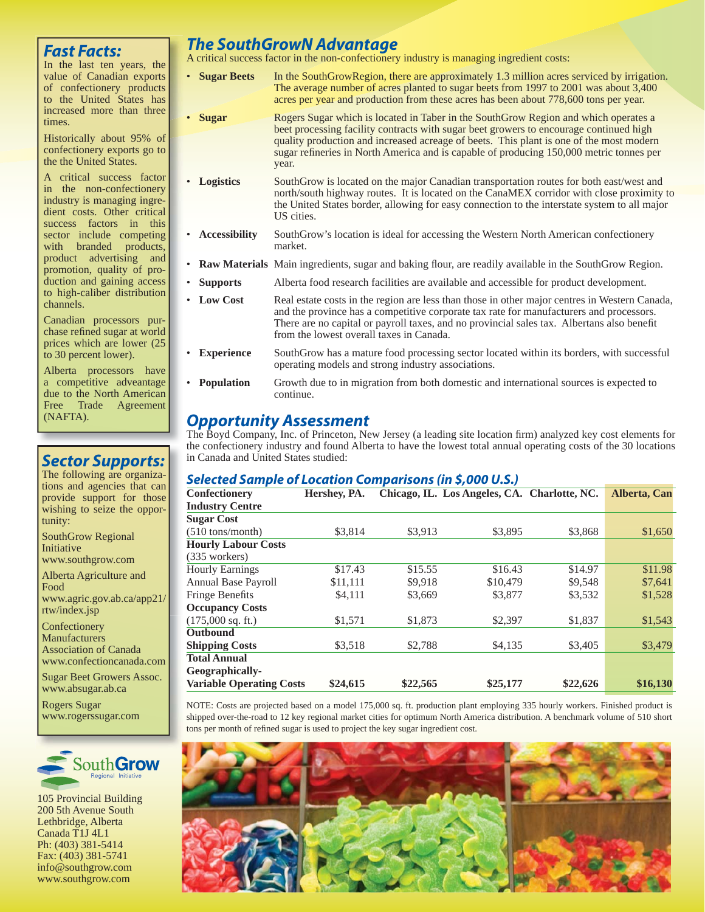## Fast Facts:

In the last ten years, the value of Canadian exports of confectionery products to the United States has increased more than three times.

Historically about 95% of confectionery exports go to the the United States.

A critical success factor in the non-confectionery industry is managing ingredient costs. Other critical success factors in this sector include competing with branded products, product advertising and promotion, quality of production and gaining access to high-caliber distribution channels.

Canadian processors purchase refined sugar at world prices which are lower (25 to 30 percent lower).

Alberta processors have a competitive adveantage due to the North American Free Trade Agreement (NAFTA).

## Sector Supports:

The following are organizations and agencies that can provide support for those wishing to seize the opportunity:

SouthGrow Regional Initiative
www.southgrow.com

Alberta Agriculture and Food
www.agric.gov.ab.ca/app21/rtw/index.jsp

Confectionery Manufacturers Association of Canada
www.confectioncanada.com

Sugar Beet Growers Assoc.
www.absugar.ab.ca

Rogers Sugar
www.rogerssugar.com

SouthGrow Regional Initiative

105 Provincial Building
200 5th Avenue South
Lethbridge, Alberta
Canada T1J 4L1
Ph: (403) 381-5414
Fax: (403) 381-5741
info@southgrow.com
www.southgrow.com

## The SouthGrowN Advantage

A critical success factor in the non-confectionery industry is managing ingredient costs:

- **Sugar Beets** In the SouthGrowRegion, there are approximately 1.3 million acres serviced by irrigation. The average number of acres planted to sugar beets from 1997 to 2001 was about 3,400 acres per year and production from these acres has been about 778,600 tons per year.
- **Sugar** Rogers Sugar which is located in Taber in the SouthGrow Region and which operates a beet processing facility contracts with sugar beet growers to encourage continued high quality production and increased acreage of beets. This plant is one of the most modern sugar refineries in North America and is capable of producing 150,000 metric tonnes per year.
- **Logistics** SouthGrow is located on the major Canadian transportation routes for both east/west and north/south highway routes. It is located on the CanaMEX corridor with close proximity to the United States border, allowing for easy connection to the interstate system to all major US cities.
- **Accessibility** SouthGrow's location is ideal for accessing the Western North American confectionery market.
- **Raw Materials** Main ingredients, sugar and baking flour, are readily available in the SouthGrow Region.
- **Supports** Alberta food research facilities are available and accessible for product development.
- **Low Cost** Real estate costs in the region are less than those in other major centres in Western Canada, and the province has a competitive corporate tax rate for manufacturers and processors. There are no capital or payroll taxes, and no provincial sales tax. Albertans also benefit from the lowest overall taxes in Canada.
- **Experience** SouthGrow has a mature food processing sector located within its borders, with successful operating models and strong industry associations.
- **Population** Growth due to in migration from both domestic and international sources is expected to continue.

## Opportunity Assessment

The Boyd Company, Inc. of Princeton, New Jersey (a leading site location firm) analyzed key cost elements for the confectionery industry and found Alberta to have the lowest total annual operating costs of the 30 locations in Canada and United States studied:

### Selected Sample of Location Comparisons (in $,000 U.S.)

| Confectionery Industry Centre | Hershey, PA. | Chicago, IL. | Los Angeles, CA. | Charlotte, NC. | Alberta, Can |
|---|---|---|---|---|---|
| **Sugar Cost** (510 tons/month) | $3,814 | $3,913 | $3,895 | $3,868 | $1,650 |
| **Hourly Labour Costs** (335 workers) | | | | | |
| Hourly Earnings | $17.43 | $15.55 | $16.43 | $14.97 | $11.98 |
| Annual Base Payroll | $11,111 | $9,918 | $10,479 | $9,548 | $7,641 |
| Fringe Benefits | $4,111 | $3,669 | $3,877 | $3,532 | $1,528 |
| **Occupancy Costs** (175,000 sq. ft.) | $1,571 | $1,873 | $2,397 | $1,837 | $1,543 |
| **Outbound Shipping Costs** | $3,518 | $2,788 | $4,135 | $3,405 | $3,479 |
| **Total Annual Geographically-Variable Operating Costs** | **$24,615** | **$22,565** | **$25,177** | **$22,626** | **$16,130** |

NOTE: Costs are projected based on a model 175,000 sq. ft. production plant employing 335 hourly workers. Finished product is shipped over-the-road to 12 key regional market cities for optimum North America distribution. A benchmark volume of 510 short tons per month of refined sugar is used to project the key sugar ingredient cost.